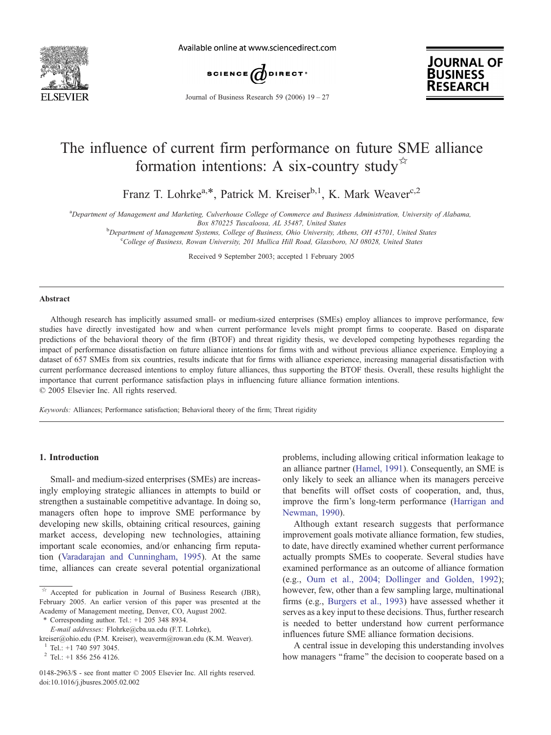# The influence of current firm performance on future SME alliance formation intentions: A six-country study ☆

Franz T. Lohrke[a,*], Patrick M. Kreiser[b,1], K. Mark Weaver[c,2]

[a]Department of Management and Marketing, Culverhouse College of Commerce and Business Administration, University of Alabama, Box 870225 Tuscaloosa, AL 35487, United States

[b]Department of Management Systems, College of Business, Ohio University, Athens, OH 45701, United States

[c]College of Business, Rowan University, 201 Mullica Hill Road, Glassboro, NJ 08028, United States

Received 9 September 2003; accepted 1 February 2005

## Abstract

Although research has implicitly assumed small- or medium-sized enterprises (SMEs) employ alliances to improve performance, few studies have directly investigated how and when current performance levels might prompt firms to cooperate. Based on disparate predictions of the behavioral theory of the firm (BTOF) and threat rigidity thesis, we developed competing hypotheses regarding the impact of performance dissatisfaction on future alliance intentions for firms with and without previous alliance experience. Employing a dataset of 657 SMEs from six countries, results indicate that for firms with alliance experience, increasing managerial dissatisfaction with current performance decreased intentions to employ future alliances, thus supporting the BTOF thesis. Overall, these results highlight the importance that current performance satisfaction plays in influencing future alliance formation intentions.

© 2005 Elsevier Inc. All rights reserved.

*Keywords:* Alliances; Performance satisfaction; Behavioral theory of the firm; Threat rigidity

## 1. Introduction

Small- and medium-sized enterprises (SMEs) are increasingly employing strategic alliances in attempts to build or strengthen a sustainable competitive advantage. In doing so, managers often hope to improve SME performance by developing new skills, obtaining critical resources, gaining market access, developing new technologies, attaining important scale economies, and/or enhancing firm reputation (Varadarajan and Cunningham, 1995). At the same time, alliances can create several potential organizational problems, including allowing critical information leakage to an alliance partner (Hamel, 1991). Consequently, an SME is only likely to seek an alliance when its managers perceive that benefits will offset costs of cooperation, and, thus, improve the firm's long-term performance (Harrigan and Newman, 1990).

Although extant research suggests that performance improvement goals motivate alliance formation, few studies, to date, have directly examined whether current performance actually prompts SMEs to cooperate. Several studies have examined performance as an outcome of alliance formation (e.g., Oum et al., 2004; Dollinger and Golden, 1992); however, few, other than a few sampling large, multinational firms (e.g., Burgers et al., 1993) have assessed whether it serves as a key input to these decisions. Thus, further research is needed to better understand how current performance influences future SME alliance formation decisions.

A central issue in developing this understanding involves how managers "frame" the decision to cooperate based on a

☆ Accepted for publication in Journal of Business Research (JBR), February 2005. An earlier version of this paper was presented at the Academy of Management meeting, Denver, CO, August 2002.

\* Corresponding author. Tel.: +1 205 348 8934.
*E-mail addresses:* Flohrke@cba.ua.edu (F.T. Lohrke), kreiser@ohio.edu (P.M. Kreiser), weaverm@rowan.edu (K.M. Weaver).

[1] Tel.: +1 740 597 3045.

[2] Tel.: +1 856 256 4126.

0148-2963/$ - see front matter © 2005 Elsevier Inc. All rights reserved.
doi:10.1016/j.jbusres.2005.02.002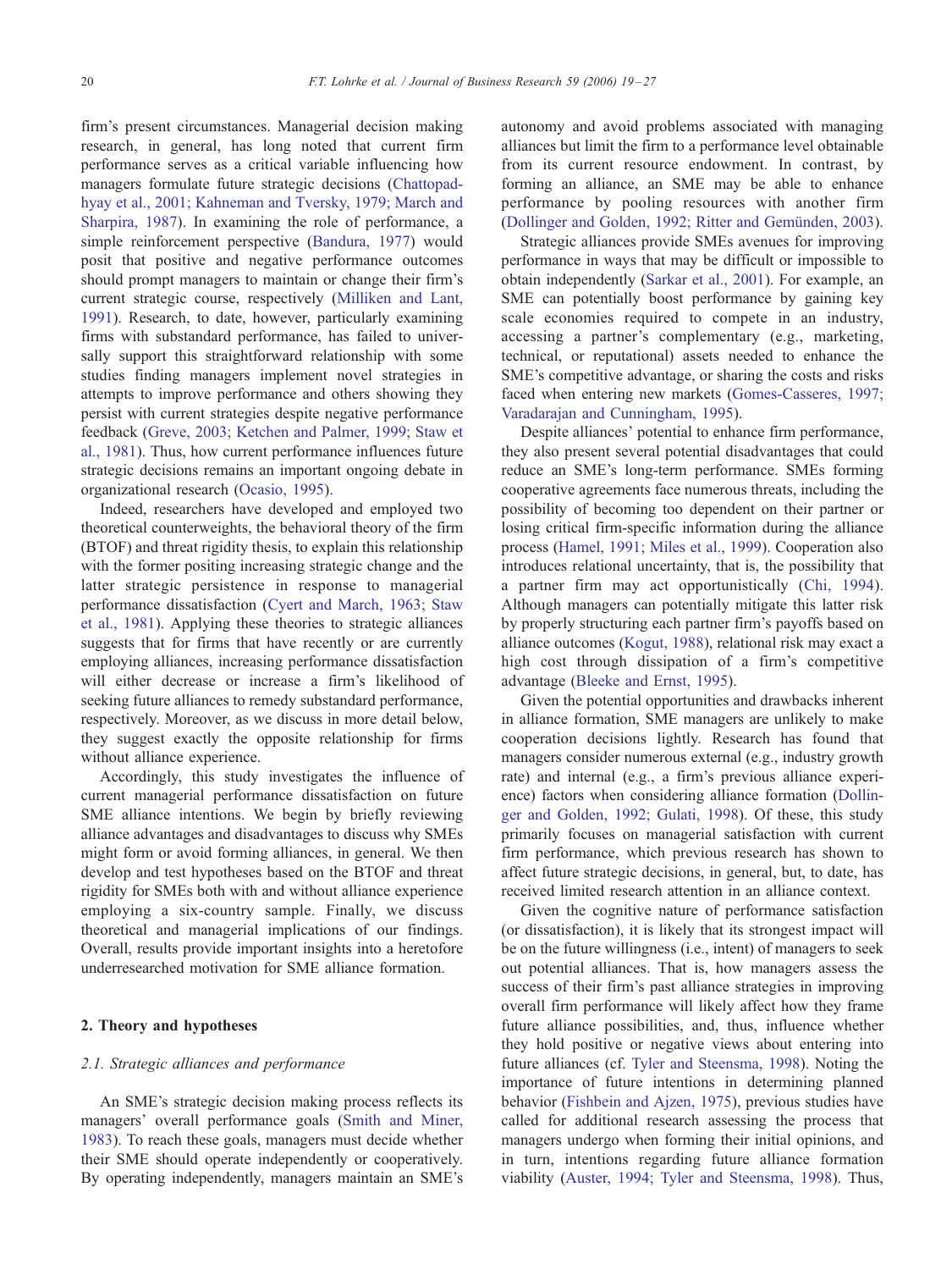firm's present circumstances. Managerial decision making research, in general, has long noted that current firm performance serves as a critical variable influencing how managers formulate future strategic decisions (Chattopadhyay et al., 2001; Kahneman and Tversky, 1979; March and Sharpira, 1987). In examining the role of performance, a simple reinforcement perspective (Bandura, 1977) would posit that positive and negative performance outcomes should prompt managers to maintain or change their firm's current strategic course, respectively (Milliken and Lant, 1991). Research, to date, however, particularly examining firms with substandard performance, has failed to universally support this straightforward relationship with some studies finding managers implement novel strategies in attempts to improve performance and others showing they persist with current strategies despite negative performance feedback (Greve, 2003; Ketchen and Palmer, 1999; Staw et al., 1981). Thus, how current performance influences future strategic decisions remains an important ongoing debate in organizational research (Ocasio, 1995).

Indeed, researchers have developed and employed two theoretical counterweights, the behavioral theory of the firm (BTOF) and threat rigidity thesis, to explain this relationship with the former positing increasing strategic change and the latter strategic persistence in response to managerial performance dissatisfaction (Cyert and March, 1963; Staw et al., 1981). Applying these theories to strategic alliances suggests that for firms that have recently or are currently employing alliances, increasing performance dissatisfaction will either decrease or increase a firm's likelihood of seeking future alliances to remedy substandard performance, respectively. Moreover, as we discuss in more detail below, they suggest exactly the opposite relationship for firms without alliance experience.

Accordingly, this study investigates the influence of current managerial performance dissatisfaction on future SME alliance intentions. We begin by briefly reviewing alliance advantages and disadvantages to discuss why SMEs might form or avoid forming alliances, in general. We then develop and test hypotheses based on the BTOF and threat rigidity for SMEs both with and without alliance experience employing a six-country sample. Finally, we discuss theoretical and managerial implications of our findings. Overall, results provide important insights into a heretofore underresearched motivation for SME alliance formation.

## 2. Theory and hypotheses

### 2.1. Strategic alliances and performance

An SME's strategic decision making process reflects its managers' overall performance goals (Smith and Miner, 1983). To reach these goals, managers must decide whether their SME should operate independently or cooperatively. By operating independently, managers maintain an SME's autonomy and avoid problems associated with managing alliances but limit the firm to a performance level obtainable from its current resource endowment. In contrast, by forming an alliance, an SME may be able to enhance performance by pooling resources with another firm (Dollinger and Golden, 1992; Ritter and Gemünden, 2003).

Strategic alliances provide SMEs avenues for improving performance in ways that may be difficult or impossible to obtain independently (Sarkar et al., 2001). For example, an SME can potentially boost performance by gaining key scale economies required to compete in an industry, accessing a partner's complementary (e.g., marketing, technical, or reputational) assets needed to enhance the SME's competitive advantage, or sharing the costs and risks faced when entering new markets (Gomes-Casseres, 1997; Varadarajan and Cunningham, 1995).

Despite alliances' potential to enhance firm performance, they also present several potential disadvantages that could reduce an SME's long-term performance. SMEs forming cooperative agreements face numerous threats, including the possibility of becoming too dependent on their partner or losing critical firm-specific information during the alliance process (Hamel, 1991; Miles et al., 1999). Cooperation also introduces relational uncertainty, that is, the possibility that a partner firm may act opportunistically (Chi, 1994). Although managers can potentially mitigate this latter risk by properly structuring each partner firm's payoffs based on alliance outcomes (Kogut, 1988), relational risk may exact a high cost through dissipation of a firm's competitive advantage (Bleeke and Ernst, 1995).

Given the potential opportunities and drawbacks inherent in alliance formation, SME managers are unlikely to make cooperation decisions lightly. Research has found that managers consider numerous external (e.g., industry growth rate) and internal (e.g., a firm's previous alliance experience) factors when considering alliance formation (Dollinger and Golden, 1992; Gulati, 1998). Of these, this study primarily focuses on managerial satisfaction with current firm performance, which previous research has shown to affect future strategic decisions, in general, but, to date, has received limited research attention in an alliance context.

Given the cognitive nature of performance satisfaction (or dissatisfaction), it is likely that its strongest impact will be on the future willingness (i.e., intent) of managers to seek out potential alliances. That is, how managers assess the success of their firm's past alliance strategies in improving overall firm performance will likely affect how they frame future alliance possibilities, and, thus, influence whether they hold positive or negative views about entering into future alliances (cf. Tyler and Steensma, 1998). Noting the importance of future intentions in determining planned behavior (Fishbein and Ajzen, 1975), previous studies have called for additional research assessing the process that managers undergo when forming their initial opinions, and in turn, intentions regarding future alliance formation viability (Auster, 1994; Tyler and Steensma, 1998). Thus,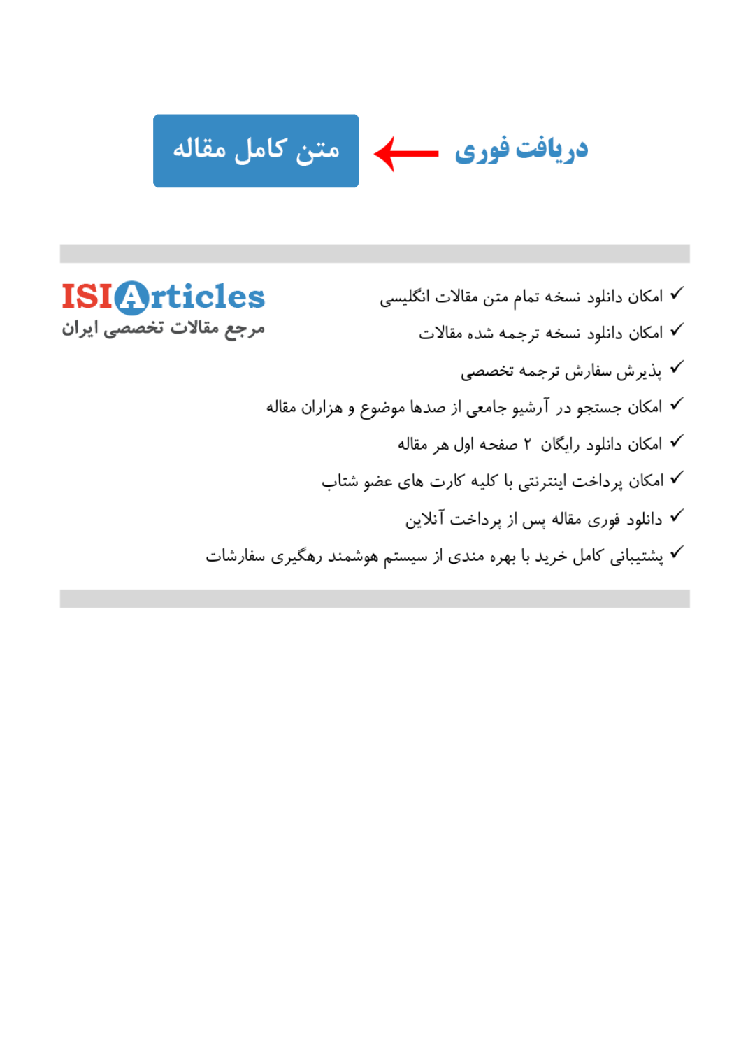دریافت فوری ← **متن کامل مقاله**

**ISIArticles**
مرجع مقالات تخصصی ایران

- ✓ امکان دانلود نسخه تمام متن مقالات انگلیسی
- ✓ امکان دانلود نسخه ترجمه شده مقالات
- ✓ پذیرش سفارش ترجمه تخصصی
- ✓ امکان جستجو در آرشیو جامعی از صدها موضوع و هزاران مقاله
- ✓ امکان دانلود رایگان ۲ صفحه اول هر مقاله
- ✓ امکان پرداخت اینترنتی با کلیه کارت های عضو شتاب
- ✓ دانلود فوری مقاله پس از پرداخت آنلاین
- ✓ پشتیبانی کامل خرید با بهره مندی از سیستم هوشمند رهگیری سفارشات